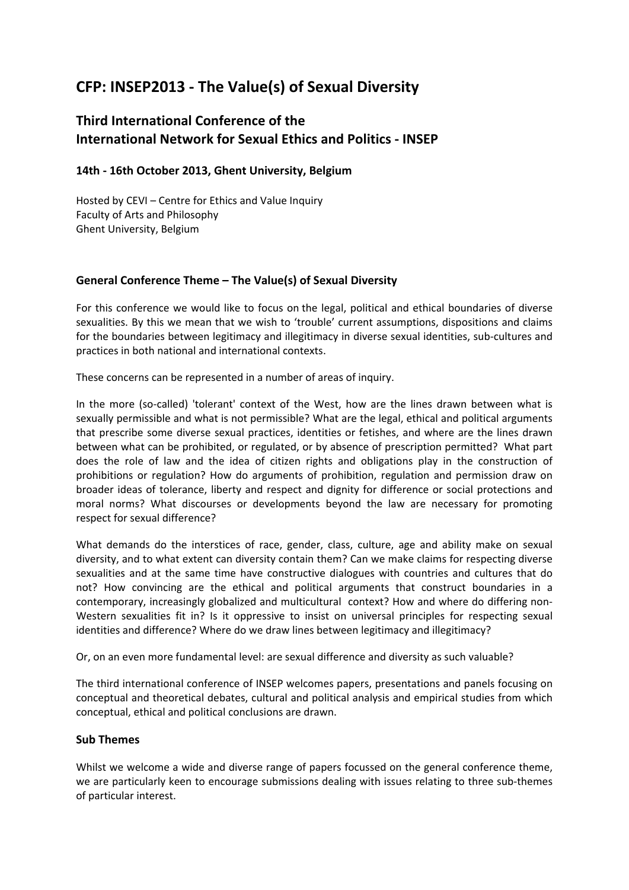# CFP: INSEP2013 - The Value(s) of Sexual Diversity

## Third International Conference of the International Network for Sexual Ethics and Politics - INSEP

### 14th - 16th October 2013, Ghent University, Belgium

Hosted by CEVI – Centre for Ethics and Value Inquiry
Faculty of Arts and Philosophy
Ghent University, Belgium

### General Conference Theme – The Value(s) of Sexual Diversity

For this conference we would like to focus on the legal, political and ethical boundaries of diverse sexualities. By this we mean that we wish to 'trouble' current assumptions, dispositions and claims for the boundaries between legitimacy and illegitimacy in diverse sexual identities, sub-cultures and practices in both national and international contexts.

These concerns can be represented in a number of areas of inquiry.

In the more (so-called) 'tolerant' context of the West, how are the lines drawn between what is sexually permissible and what is not permissible? What are the legal, ethical and political arguments that prescribe some diverse sexual practices, identities or fetishes, and where are the lines drawn between what can be prohibited, or regulated, or by absence of prescription permitted? What part does the role of law and the idea of citizen rights and obligations play in the construction of prohibitions or regulation? How do arguments of prohibition, regulation and permission draw on broader ideas of tolerance, liberty and respect and dignity for difference or social protections and moral norms? What discourses or developments beyond the law are necessary for promoting respect for sexual difference?

What demands do the interstices of race, gender, class, culture, age and ability make on sexual diversity, and to what extent can diversity contain them? Can we make claims for respecting diverse sexualities and at the same time have constructive dialogues with countries and cultures that do not? How convincing are the ethical and political arguments that construct boundaries in a contemporary, increasingly globalized and multicultural context? How and where do differing non-Western sexualities fit in? Is it oppressive to insist on universal principles for respecting sexual identities and difference? Where do we draw lines between legitimacy and illegitimacy?

Or, on an even more fundamental level: are sexual difference and diversity as such valuable?

The third international conference of INSEP welcomes papers, presentations and panels focusing on conceptual and theoretical debates, cultural and political analysis and empirical studies from which conceptual, ethical and political conclusions are drawn.

### Sub Themes

Whilst we welcome a wide and diverse range of papers focussed on the general conference theme, we are particularly keen to encourage submissions dealing with issues relating to three sub-themes of particular interest.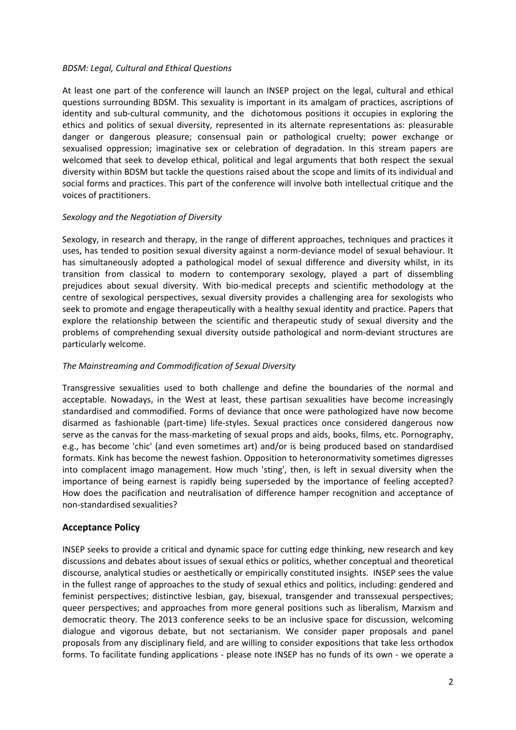*BDSM: Legal, Cultural and Ethical Questions*

At least one part of the conference will launch an INSEP project on the legal, cultural and ethical questions surrounding BDSM. This sexuality is important in its amalgam of practices, ascriptions of identity and sub-cultural community, and the dichotomous positions it occupies in exploring the ethics and politics of sexual diversity, represented in its alternate representations as: pleasurable danger or dangerous pleasure; consensual pain or pathological cruelty; power exchange or sexualised oppression; imaginative sex or celebration of degradation. In this stream papers are welcomed that seek to develop ethical, political and legal arguments that both respect the sexual diversity within BDSM but tackle the questions raised about the scope and limits of its individual and social forms and practices. This part of the conference will involve both intellectual critique and the voices of practitioners.

*Sexology and the Negotiation of Diversity*

Sexology, in research and therapy, in the range of different approaches, techniques and practices it uses, has tended to position sexual diversity against a norm-deviance model of sexual behaviour. It has simultaneously adopted a pathological model of sexual difference and diversity whilst, in its transition from classical to modern to contemporary sexology, played a part of dissembling prejudices about sexual diversity. With bio-medical precepts and scientific methodology at the centre of sexological perspectives, sexual diversity provides a challenging area for sexologists who seek to promote and engage therapeutically with a healthy sexual identity and practice. Papers that explore the relationship between the scientific and therapeutic study of sexual diversity and the problems of comprehending sexual diversity outside pathological and norm-deviant structures are particularly welcome.

*The Mainstreaming and Commodification of Sexual Diversity*

Transgressive sexualities used to both challenge and define the boundaries of the normal and acceptable. Nowadays, in the West at least, these partisan sexualities have become increasingly standardised and commodified. Forms of deviance that once were pathologized have now become disarmed as fashionable (part-time) life-styles. Sexual practices once considered dangerous now serve as the canvas for the mass-marketing of sexual props and aids, books, films, etc. Pornography, e.g., has become 'chic' (and even sometimes art) and/or is being produced based on standardised formats. Kink has become the newest fashion. Opposition to heteronormativity sometimes digresses into complacent imago management. How much 'sting', then, is left in sexual diversity when the importance of being earnest is rapidly being superseded by the importance of feeling accepted? How does the pacification and neutralisation of difference hamper recognition and acceptance of non-standardised sexualities?

## Acceptance Policy

INSEP seeks to provide a critical and dynamic space for cutting edge thinking, new research and key discussions and debates about issues of sexual ethics or politics, whether conceptual and theoretical discourse, analytical studies or aesthetically or empirically constituted insights. INSEP sees the value in the fullest range of approaches to the study of sexual ethics and politics, including: gendered and feminist perspectives; distinctive lesbian, gay, bisexual, transgender and transsexual perspectives; queer perspectives; and approaches from more general positions such as liberalism, Marxism and democratic theory. The 2013 conference seeks to be an inclusive space for discussion, welcoming dialogue and vigorous debate, but not sectarianism. We consider paper proposals and panel proposals from any disciplinary field, and are willing to consider expositions that take less orthodox forms. To facilitate funding applications - please note INSEP has no funds of its own - we operate a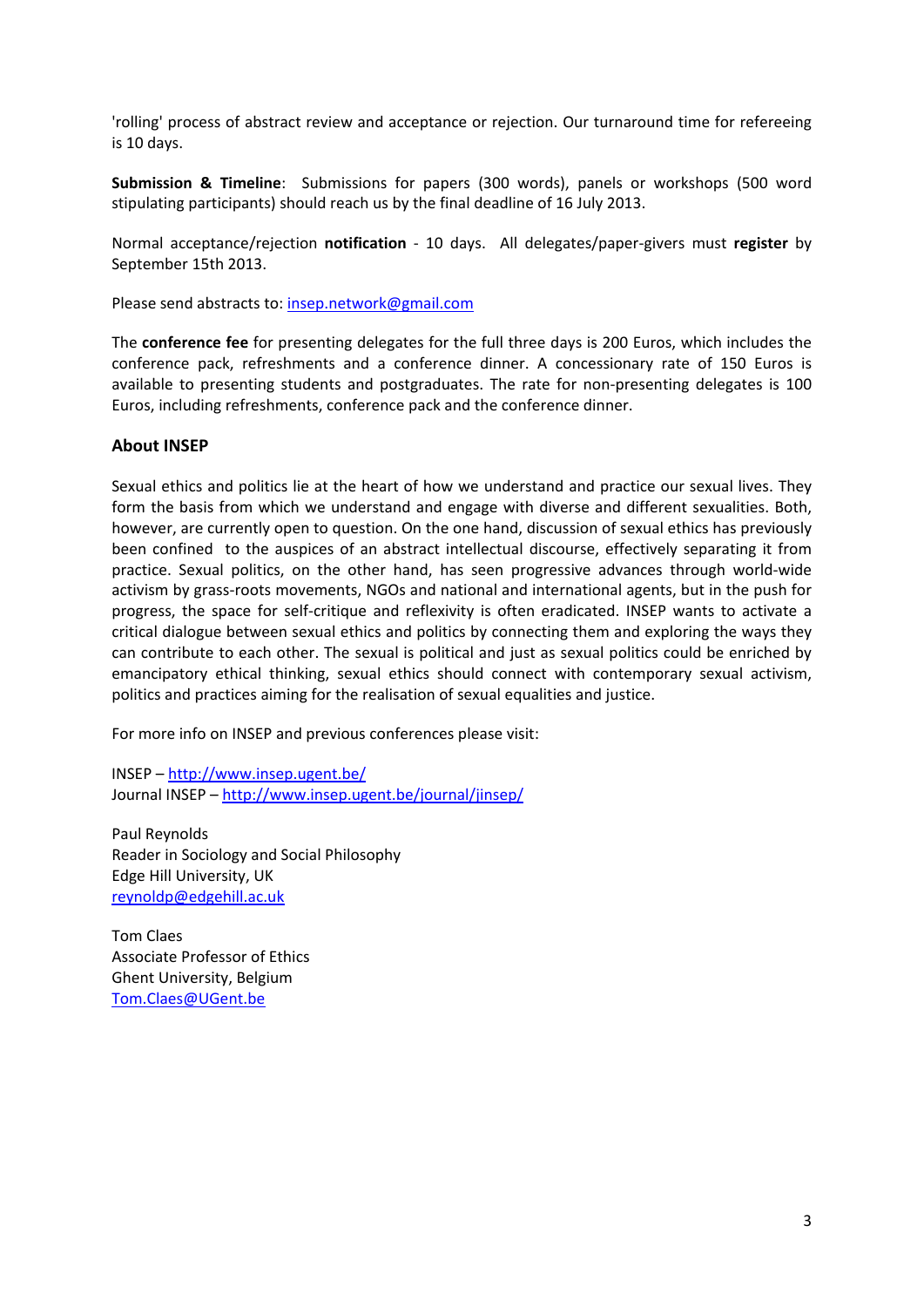'rolling' process of abstract review and acceptance or rejection. Our turnaround time for refereeing is 10 days.

**Submission & Timeline**: Submissions for papers (300 words), panels or workshops (500 word stipulating participants) should reach us by the final deadline of 16 July 2013.

Normal acceptance/rejection **notification** - 10 days. All delegates/paper-givers must **register** by September 15th 2013.

Please send abstracts to: [insep.network@gmail.com](mailto:insep.network@gmail.com)

The **conference fee** for presenting delegates for the full three days is 200 Euros, which includes the conference pack, refreshments and a conference dinner. A concessionary rate of 150 Euros is available to presenting students and postgraduates. The rate for non-presenting delegates is 100 Euros, including refreshments, conference pack and the conference dinner.

### About INSEP

Sexual ethics and politics lie at the heart of how we understand and practice our sexual lives. They form the basis from which we understand and engage with diverse and different sexualities. Both, however, are currently open to question. On the one hand, discussion of sexual ethics has previously been confined to the auspices of an abstract intellectual discourse, effectively separating it from practice. Sexual politics, on the other hand, has seen progressive advances through world-wide activism by grass-roots movements, NGOs and national and international agents, but in the push for progress, the space for self-critique and reflexivity is often eradicated. INSEP wants to activate a critical dialogue between sexual ethics and politics by connecting them and exploring the ways they can contribute to each other. The sexual is political and just as sexual politics could be enriched by emancipatory ethical thinking, sexual ethics should connect with contemporary sexual activism, politics and practices aiming for the realisation of sexual equalities and justice.

For more info on INSEP and previous conferences please visit:

INSEP – [http://www.insep.ugent.be/](http://www.insep.ugent.be/)
Journal INSEP – [http://www.insep.ugent.be/journal/jinsep/](http://www.insep.ugent.be/journal/jinsep/)

Paul Reynolds
Reader in Sociology and Social Philosophy
Edge Hill University, UK
[reynoldp@edgehill.ac.uk](mailto:reynoldp@edgehill.ac.uk)

Tom Claes
Associate Professor of Ethics
Ghent University, Belgium
[Tom.Claes@UGent.be](mailto:Tom.Claes@UGent.be)